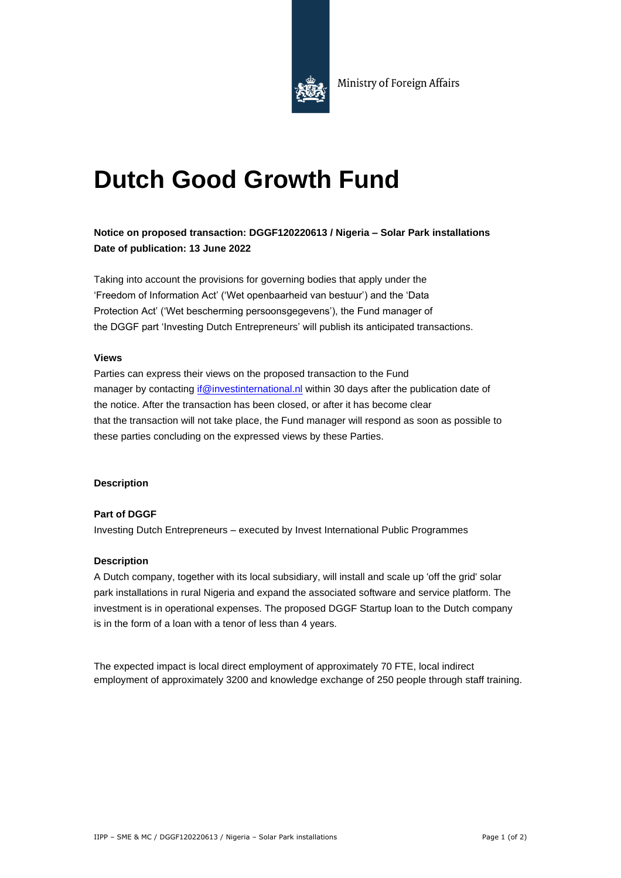Ministry of Foreign Affairs

# Dutch Good Growth Fund

**Notice on proposed transaction: DGGF120220613 / Nigeria – Solar Park installations**
**Date of publication: 13 June 2022**

Taking into account the provisions for governing bodies that apply under the 'Freedom of Information Act' ('Wet openbaarheid van bestuur') and the 'Data Protection Act' ('Wet bescherming persoonsgegevens'), the Fund manager of the DGGF part 'Investing Dutch Entrepreneurs' will publish its anticipated transactions.

**Views**

Parties can express their views on the proposed transaction to the Fund manager by contacting if@investinternational.nl within 30 days after the publication date of the notice. After the transaction has been closed, or after it has become clear that the transaction will not take place, the Fund manager will respond as soon as possible to these parties concluding on the expressed views by these Parties.

**Description**

**Part of DGGF**

Investing Dutch Entrepreneurs – executed by Invest International Public Programmes

**Description**

A Dutch company, together with its local subsidiary, will install and scale up 'off the grid' solar park installations in rural Nigeria and expand the associated software and service platform. The investment is in operational expenses. The proposed DGGF Startup loan to the Dutch company is in the form of a loan with a tenor of less than 4 years.

The expected impact is local direct employment of approximately 70 FTE, local indirect employment of approximately 3200 and knowledge exchange of 250 people through staff training.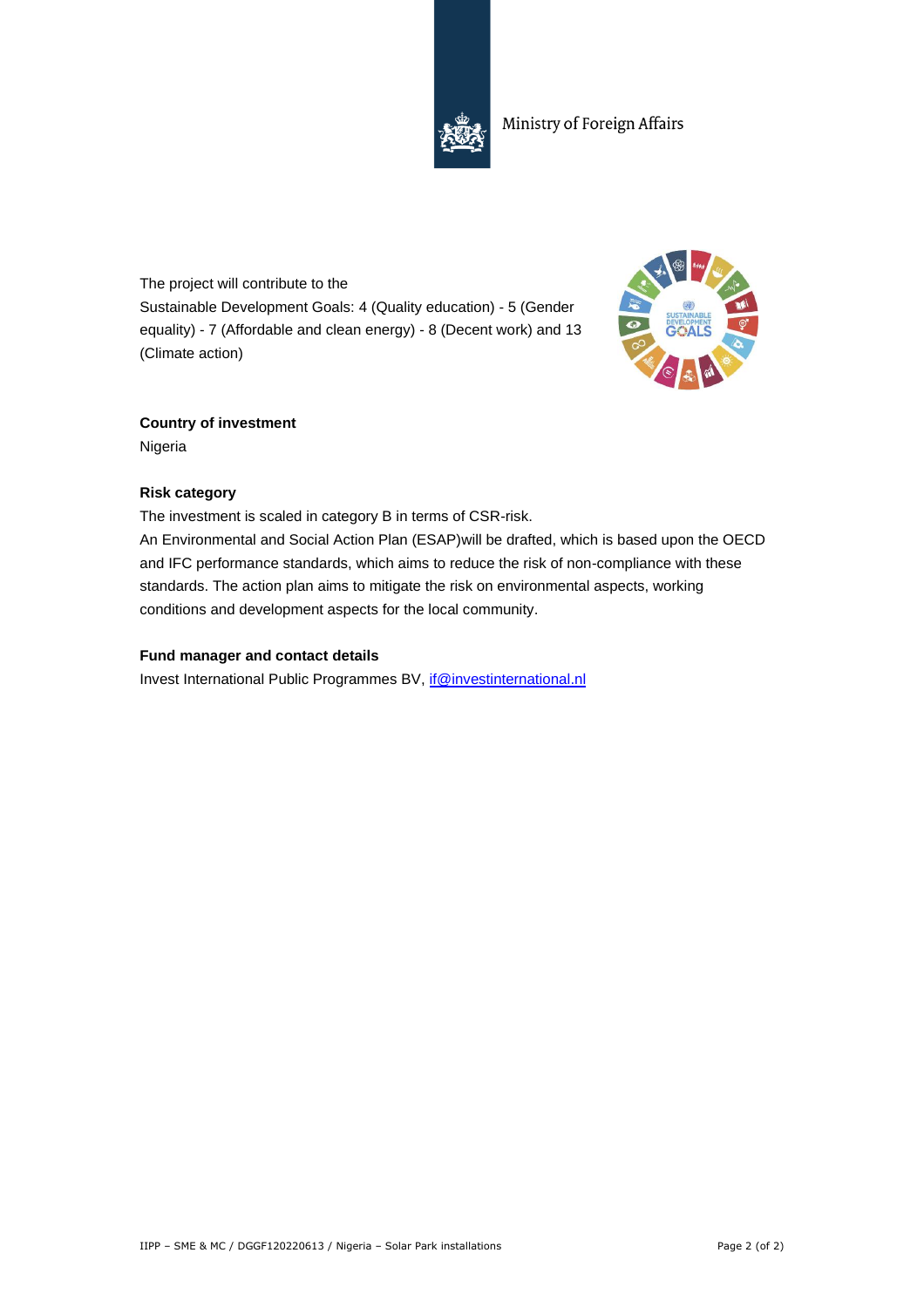The project will contribute to the Sustainable Development Goals: 4 (Quality education) - 5 (Gender equality) - 7 (Affordable and clean energy) - 8 (Decent work) and 13 (Climate action)

**Country of investment**

Nigeria

**Risk category**

The investment is scaled in category B in terms of CSR-risk.
An Environmental and Social Action Plan (ESAP)will be drafted, which is based upon the OECD and IFC performance standards, which aims to reduce the risk of non-compliance with these standards. The action plan aims to mitigate the risk on environmental aspects, working conditions and development aspects for the local community.

**Fund manager and contact details**

Invest International Public Programmes BV, if@investinternational.nl